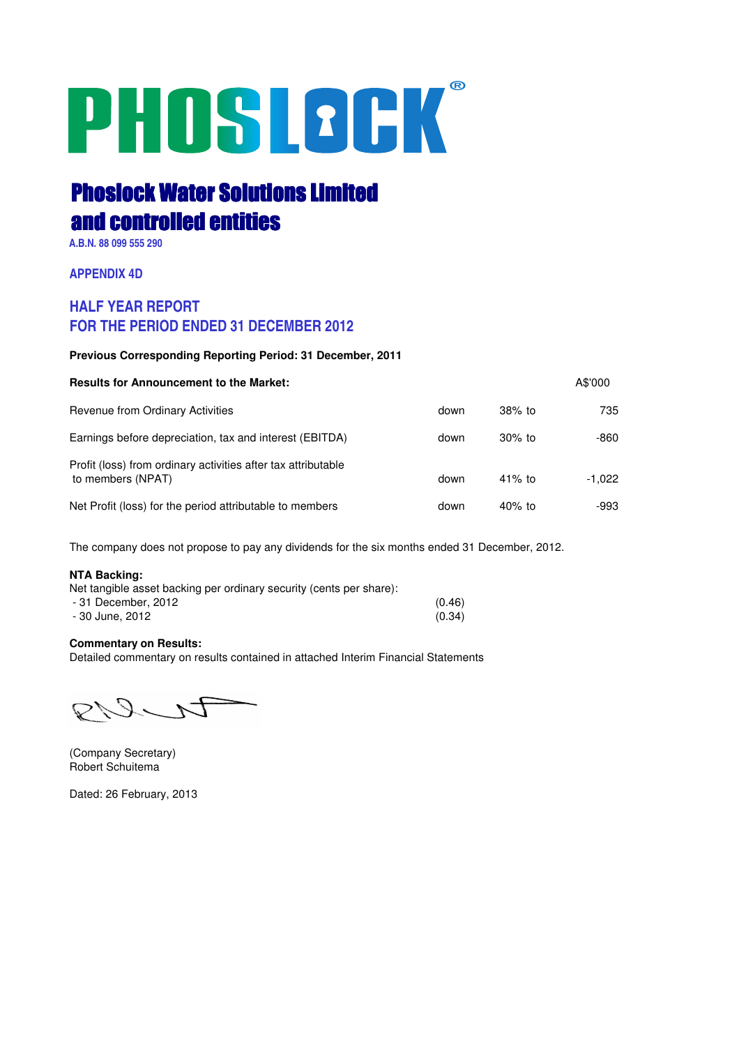# PHOSLOCK®

## Phoslock Water Solutions Limited and controlled entities

A.B.N. 88 099 555 290

### APPENDIX 4D

### HALF YEAR REPORT
### FOR THE PERIOD ENDED 31 DECEMBER 2012

**Previous Corresponding Reporting Period: 31 December, 2011**

| **Results for Announcement to the Market:** | | | A$'000 |
|---|---|---|---|
| Revenue from Ordinary Activities | down | 38% to | 735 |
| Earnings before depreciation, tax and interest (EBITDA) | down | 30% to | -860 |
| Profit (loss) from ordinary activities after tax attributable to members (NPAT) | down | 41% to | -1,022 |
| Net Profit (loss) for the period attributable to members | down | 40% to | -993 |

The company does not propose to pay any dividends for the six months ended 31 December, 2012.

**NTA Backing:**
Net tangible asset backing per ordinary security (cents per share):

| | |
|---|---|
| - 31 December, 2012 | (0.46) |
| - 30 June, 2012 | (0.34) |

**Commentary on Results:**
Detailed commentary on results contained in attached Interim Financial Statements

(Company Secretary)
Robert Schuitema

Dated: 26 February, 2013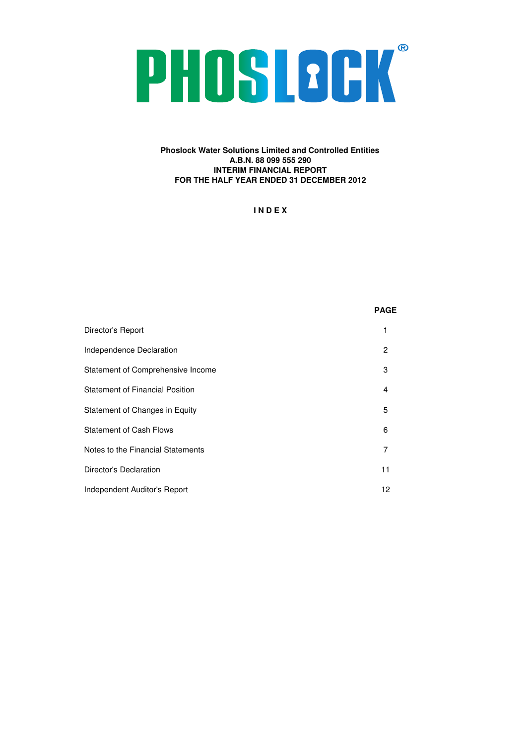# PHOSLOCK®

**Phoslock Water Solutions Limited and Controlled Entities**
**A.B.N. 88 099 555 290**
**INTERIM FINANCIAL REPORT**
**FOR THE HALF YEAR ENDED 31 DECEMBER 2012**

## I N D E X

| | PAGE |
|---|---|
| Director's Report | 1 |
| Independence Declaration | 2 |
| Statement of Comprehensive Income | 3 |
| Statement of Financial Position | 4 |
| Statement of Changes in Equity | 5 |
| Statement of Cash Flows | 6 |
| Notes to the Financial Statements | 7 |
| Director's Declaration | 11 |
| Independent Auditor's Report | 12 |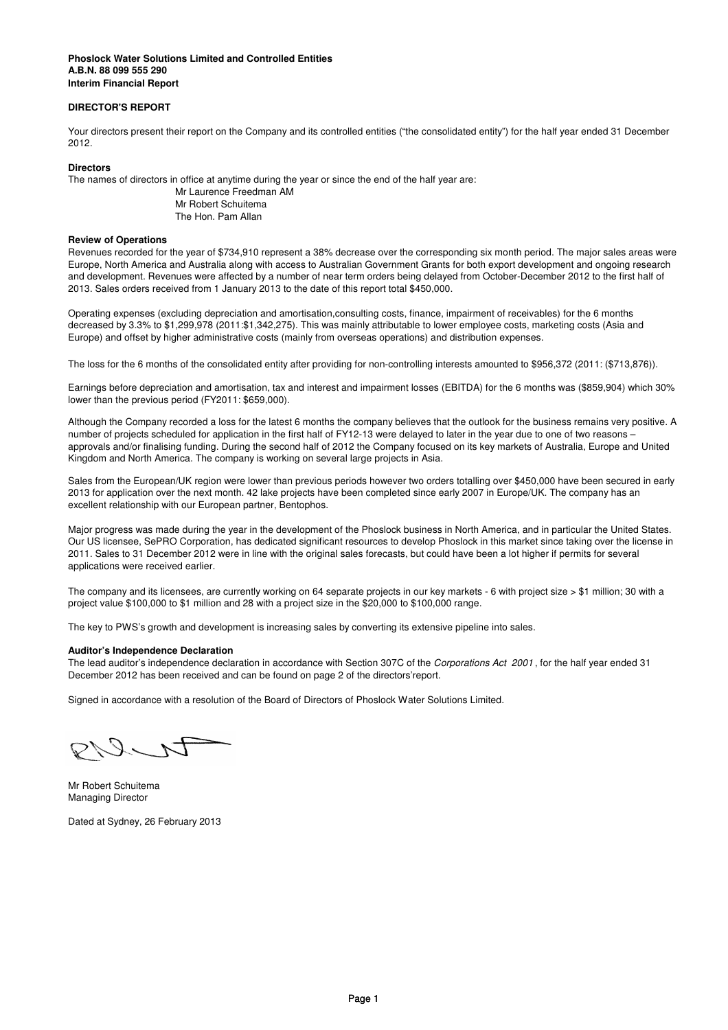**Phoslock Water Solutions Limited and Controlled Entities**
**A.B.N. 88 099 555 290**
**Interim Financial Report**

## DIRECTOR'S REPORT

Your directors present their report on the Company and its controlled entities ("the consolidated entity") for the half year ended 31 December 2012.

### Directors

The names of directors in office at anytime during the year or since the end of the half year are:

Mr Laurence Freedman AM
Mr Robert Schuitema
The Hon. Pam Allan

### Review of Operations

Revenues recorded for the year of $734,910 represent a 38% decrease over the corresponding six month period. The major sales areas were Europe, North America and Australia along with access to Australian Government Grants for both export development and ongoing research and development. Revenues were affected by a number of near term orders being delayed from October-December 2012 to the first half of 2013. Sales orders received from 1 January 2013 to the date of this report total $450,000.

Operating expenses (excluding depreciation and amortisation,consulting costs, finance, impairment of receivables) for the 6 months decreased by 3.3% to $1,299,978 (2011:$1,342,275). This was mainly attributable to lower employee costs, marketing costs (Asia and Europe) and offset by higher administrative costs (mainly from overseas operations) and distribution expenses.

The loss for the 6 months of the consolidated entity after providing for non-controlling interests amounted to $956,372 (2011: ($713,876)).

Earnings before depreciation and amortisation, tax and interest and impairment losses (EBITDA) for the 6 months was ($859,904) which 30% lower than the previous period (FY2011: $659,000).

Although the Company recorded a loss for the latest 6 months the company believes that the outlook for the business remains very positive. A number of projects scheduled for application in the first half of FY12-13 were delayed to later in the year due to one of two reasons – approvals and/or finalising funding. During the second half of 2012 the Company focused on its key markets of Australia, Europe and United Kingdom and North America. The company is working on several large projects in Asia.

Sales from the European/UK region were lower than previous periods however two orders totalling over $450,000 have been secured in early 2013 for application over the next month. 42 lake projects have been completed since early 2007 in Europe/UK. The company has an excellent relationship with our European partner, Bentophos.

Major progress was made during the year in the development of the Phoslock business in North America, and in particular the United States. Our US licensee, SePRO Corporation, has dedicated significant resources to develop Phoslock in this market since taking over the license in 2011. Sales to 31 December 2012 were in line with the original sales forecasts, but could have been a lot higher if permits for several applications were received earlier.

The company and its licensees, are currently working on 64 separate projects in our key markets - 6 with project size > $1 million; 30 with a project value $100,000 to $1 million and 28 with a project size in the $20,000 to $100,000 range.

The key to PWS's growth and development is increasing sales by converting its extensive pipeline into sales.

### Auditor's Independence Declaration

The lead auditor's independence declaration in accordance with Section 307C of the *Corporations Act 2001*, for the half year ended 31 December 2012 has been received and can be found on page 2 of the directors'report.

Signed in accordance with a resolution of the Board of Directors of Phoslock Water Solutions Limited.

Mr Robert Schuitema
Managing Director

Dated at Sydney, 26 February 2013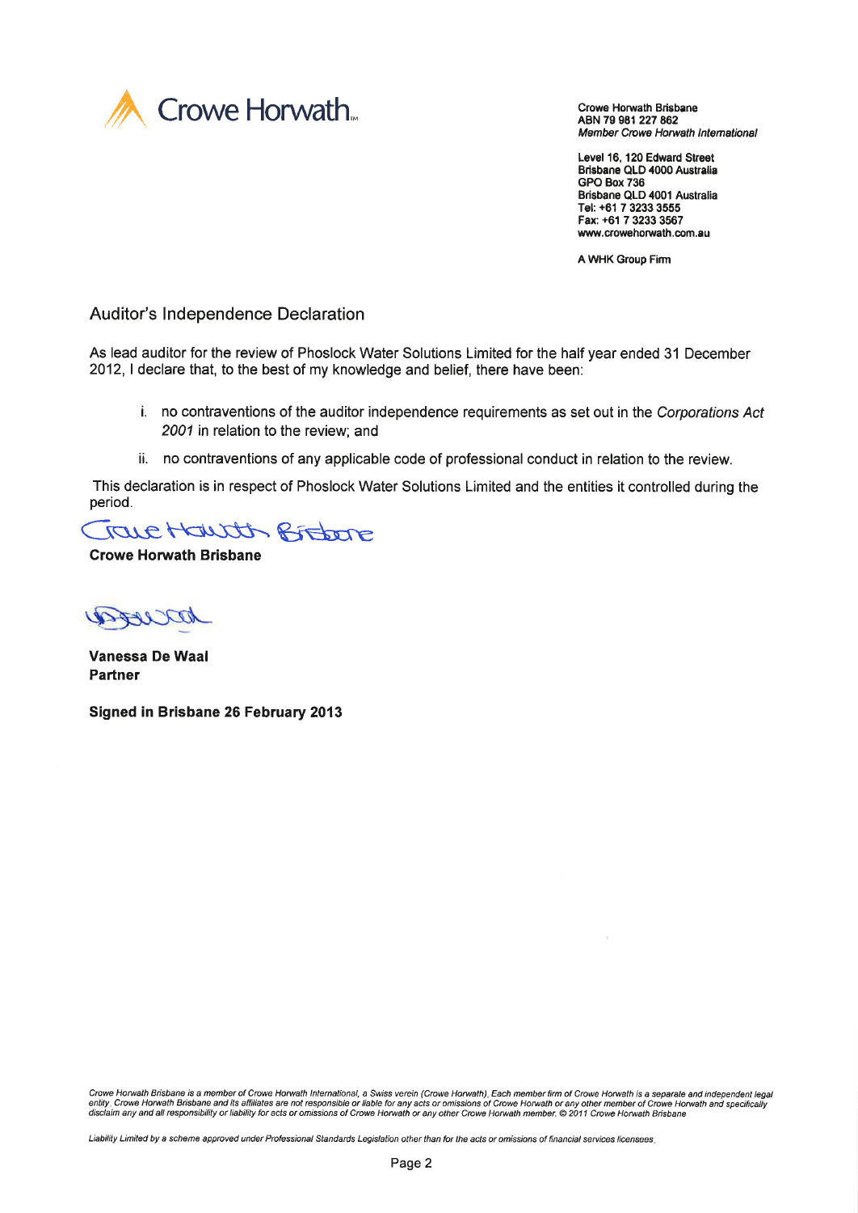Crowe Horwath

**Crowe Horwath Brisbane**
**ABN 79 981 227 862**
***Member Crowe Horwath International***

**Level 16, 120 Edward Street**
**Brisbane QLD 4000 Australia**
**GPO Box 736**
**Brisbane QLD 4001 Australia**
**Tel: +61 7 3233 3555**
**Fax: +61 7 3233 3567**
**www.crowehorwath.com.au**

**A WHK Group Firm**

## Auditor's Independence Declaration

As lead auditor for the review of Phoslock Water Solutions Limited for the half year ended 31 December 2012, I declare that, to the best of my knowledge and belief, there have been:

i. no contraventions of the auditor independence requirements as set out in the *Corporations Act 2001* in relation to the review; and

ii. no contraventions of any applicable code of professional conduct in relation to the review.

This declaration is in respect of Phoslock Water Solutions Limited and the entities it controlled during the period.

**Crowe Horwath Brisbane**

**Vanessa De Waal**
**Partner**

**Signed in Brisbane 26 February 2013**

*Crowe Horwath Brisbane is a member of Crowe Horwath International, a Swiss verein (Crowe Horwath). Each member firm of Crowe Horwath is a separate and independent legal entity. Crowe Horwath Brisbane and its affiliates are not responsible or liable for any acts or omissions of Crowe Horwath or any other member of Crowe Horwath and specifically disclaim any and all responsibility or liability for acts or omissions of Crowe Horwath or any other Crowe Horwath member. © 2011 Crowe Horwath Brisbane*

*Liability Limited by a scheme approved under Professional Standards Legislation other than for the acts or omissions of financial services licensees.*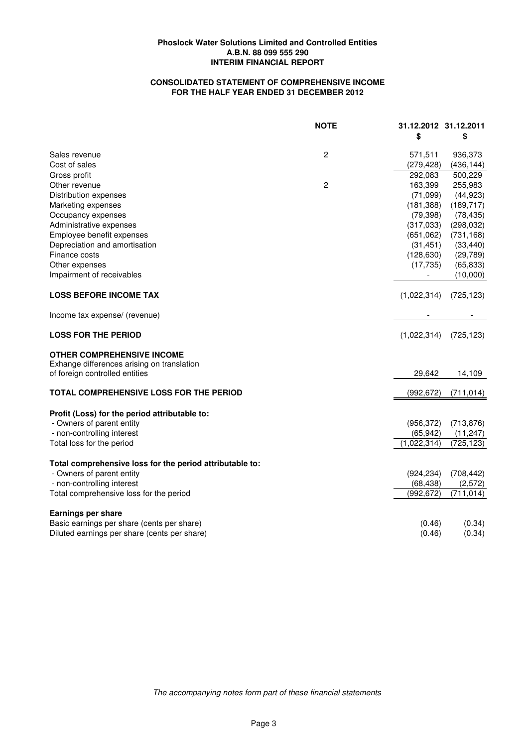**Phoslock Water Solutions Limited and Controlled Entities**
**A.B.N. 88 099 555 290**
**INTERIM FINANCIAL REPORT**

**CONSOLIDATED STATEMENT OF COMPREHENSIVE INCOME**
**FOR THE HALF YEAR ENDED 31 DECEMBER 2012**

| | NOTE | 31.12.2012 $ | 31.12.2011 $ |
|---|---|---|---|
| Sales revenue | 2 | 571,511 | 936,373 |
| Cost of sales | | (279,428) | (436,144) |
| Gross profit | | 292,083 | 500,229 |
| Other revenue | 2 | 163,399 | 255,983 |
| Distribution expenses | | (71,099) | (44,923) |
| Marketing expenses | | (181,388) | (189,717) |
| Occupancy expenses | | (79,398) | (78,435) |
| Administrative expenses | | (317,033) | (298,032) |
| Employee benefit expenses | | (651,062) | (731,168) |
| Depreciation and amortisation | | (31,451) | (33,440) |
| Finance costs | | (128,630) | (29,789) |
| Other expenses | | (17,735) | (65,833) |
| Impairment of receivables | | - | (10,000) |
| **LOSS BEFORE INCOME TAX** | | (1,022,314) | (725,123) |
| Income tax expense/ (revenue) | | - | - |
| **LOSS FOR THE PERIOD** | | (1,022,314) | (725,123) |
| **OTHER COMPREHENSIVE INCOME** | | | |
| Exhange differences arising on translation of foreign controlled entities | | 29,642 | 14,109 |
| **TOTAL COMPREHENSIVE LOSS FOR THE PERIOD** | | (992,672) | (711,014) |
| **Profit (Loss) for the period attributable to:** | | | |
| - Owners of parent entity | | (956,372) | (713,876) |
| - non-controlling interest | | (65,942) | (11,247) |
| Total loss for the period | | (1,022,314) | (725,123) |
| **Total comprehensive loss for the period attributable to:** | | | |
| - Owners of parent entity | | (924,234) | (708,442) |
| - non-controlling interest | | (68,438) | (2,572) |
| Total comprehensive loss for the period | | (992,672) | (711,014) |
| **Earnings per share** | | | |
| Basic earnings per share (cents per share) | | (0.46) | (0.34) |
| Diluted earnings per share (cents per share) | | (0.46) | (0.34) |

*The accompanying notes form part of these financial statements*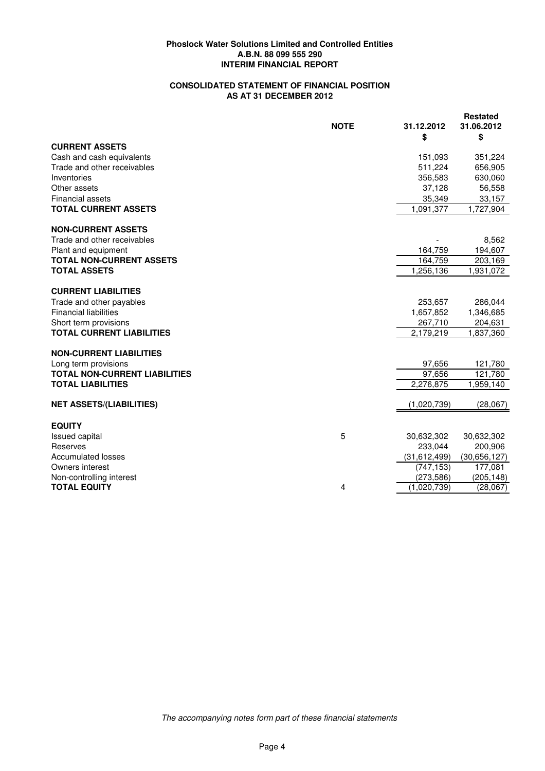**Phoslock Water Solutions Limited and Controlled Entities**
**A.B.N. 88 099 555 290**
**INTERIM FINANCIAL REPORT**

## CONSOLIDATED STATEMENT OF FINANCIAL POSITION AS AT 31 DECEMBER 2012

| | NOTE | 31.12.2012 | Restated 31.06.2012 |
|---|---|---|---|
| | | $ | $ |
| **CURRENT ASSETS** | | | |
| Cash and cash equivalents | | 151,093 | 351,224 |
| Trade and other receivables | | 511,224 | 656,905 |
| Inventories | | 356,583 | 630,060 |
| Other assets | | 37,128 | 56,558 |
| Financial assets | | 35,349 | 33,157 |
| **TOTAL CURRENT ASSETS** | | 1,091,377 | 1,727,904 |
| **NON-CURRENT ASSETS** | | | |
| Trade and other receivables | | - | 8,562 |
| Plant and equipment | | 164,759 | 194,607 |
| **TOTAL NON-CURRENT ASSETS** | | 164,759 | 203,169 |
| **TOTAL ASSETS** | | 1,256,136 | 1,931,072 |
| **CURRENT LIABILITIES** | | | |
| Trade and other payables | | 253,657 | 286,044 |
| Financial liabilities | | 1,657,852 | 1,346,685 |
| Short term provisions | | 267,710 | 204,631 |
| **TOTAL CURRENT LIABILITIES** | | 2,179,219 | 1,837,360 |
| **NON-CURRENT LIABILITIES** | | | |
| Long term provisions | | 97,656 | 121,780 |
| **TOTAL NON-CURRENT LIABILITIES** | | 97,656 | 121,780 |
| **TOTAL LIABILITIES** | | 2,276,875 | 1,959,140 |
| **NET ASSETS/(LIABILITIES)** | | (1,020,739) | (28,067) |
| **EQUITY** | | | |
| Issued capital | 5 | 30,632,302 | 30,632,302 |
| Reserves | | 233,044 | 200,906 |
| Accumulated losses | | (31,612,499) | (30,656,127) |
| Owners interest | | (747,153) | 177,081 |
| Non-controlling interest | | (273,586) | (205,148) |
| **TOTAL EQUITY** | 4 | (1,020,739) | (28,067) |

*The accompanying notes form part of these financial statements*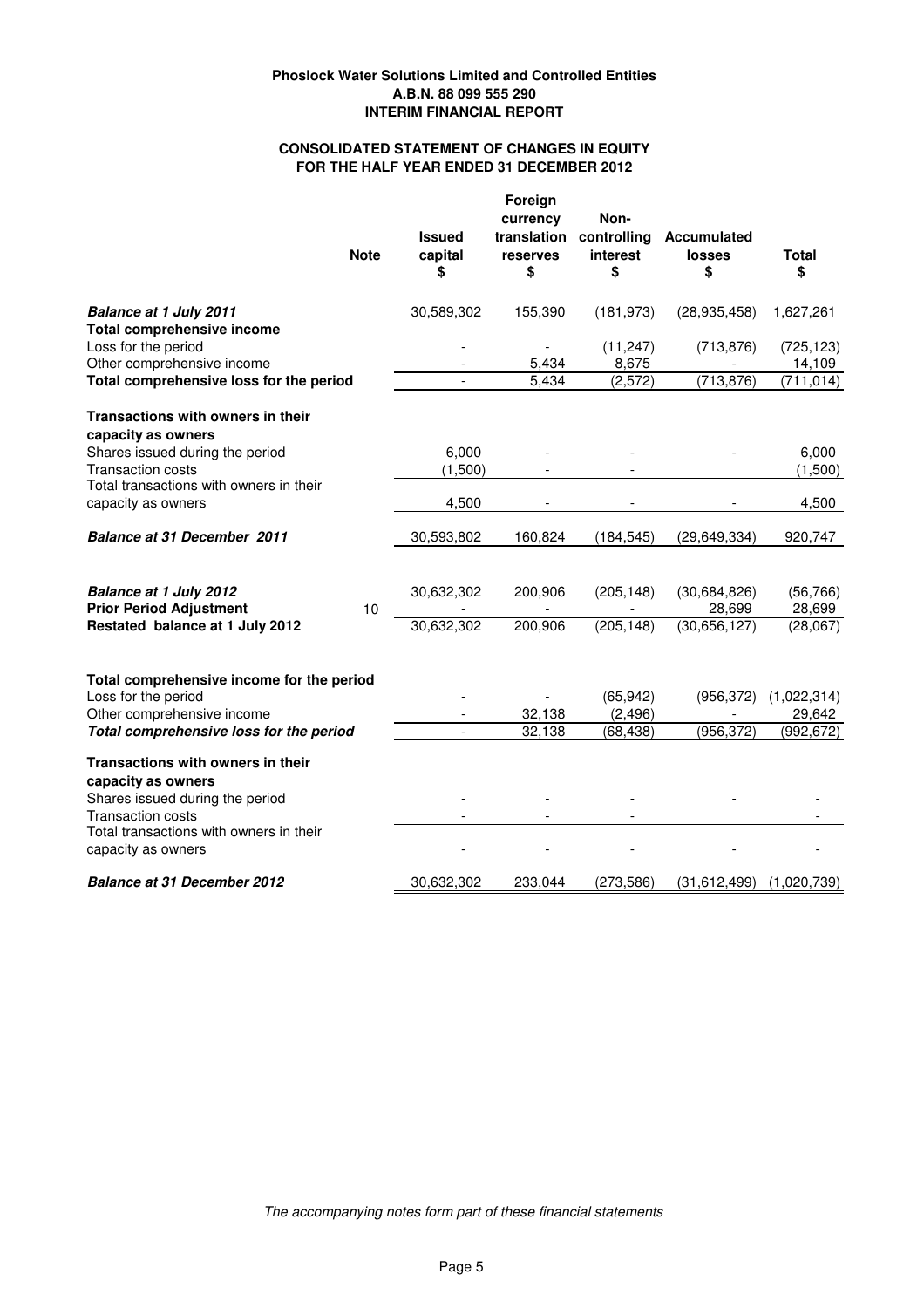**Phoslock Water Solutions Limited and Controlled Entities**
**A.B.N. 88 099 555 290**
**INTERIM FINANCIAL REPORT**

**CONSOLIDATED STATEMENT OF CHANGES IN EQUITY**
**FOR THE HALF YEAR ENDED 31 DECEMBER 2012**

| | Note | Issued capital $ | Foreign currency translation reserves $ | Non-controlling interest $ | Accumulated losses $ | Total $ |
|---|---|---|---|---|---|---|
| ***Balance at 1 July 2011*** | | 30,589,302 | 155,390 | (181,973) | (28,935,458) | 1,627,261 |
| **Total comprehensive income** | | | | | | |
| Loss for the period | | - | - | (11,247) | (713,876) | (725,123) |
| Other comprehensive income | | - | 5,434 | 8,675 | - | 14,109 |
| **Total comprehensive loss for the period** | | - | 5,434 | (2,572) | (713,876) | (711,014) |
| **Transactions with owners in their capacity as owners** | | | | | | |
| Shares issued during the period | | 6,000 | - | - | - | 6,000 |
| Transaction costs | | (1,500) | - | - | | (1,500) |
| Total transactions with owners in their capacity as owners | | 4,500 | - | - | - | 4,500 |
| ***Balance at 31 December 2011*** | | 30,593,802 | 160,824 | (184,545) | (29,649,334) | 920,747 |
| ***Balance at 1 July 2012*** | | 30,632,302 | 200,906 | (205,148) | (30,684,826) | (56,766) |
| **Prior Period Adjustment** | 10 | - | - | - | 28,699 | 28,699 |
| **Restated balance at 1 July 2012** | | 30,632,302 | 200,906 | (205,148) | (30,656,127) | (28,067) |
| **Total comprehensive income for the period** | | | | | | |
| Loss for the period | | - | - | (65,942) | (956,372) | (1,022,314) |
| Other comprehensive income | | - | 32,138 | (2,496) | - | 29,642 |
| ***Total comprehensive loss for the period*** | | - | 32,138 | (68,438) | (956,372) | (992,672) |
| **Transactions with owners in their capacity as owners** | | | | | | |
| Shares issued during the period | | - | - | - | - | - |
| Transaction costs | | - | - | - | | - |
| Total transactions with owners in their capacity as owners | | - | - | - | - | - |
| ***Balance at 31 December 2012*** | | 30,632,302 | 233,044 | (273,586) | (31,612,499) | (1,020,739) |

*The accompanying notes form part of these financial statements*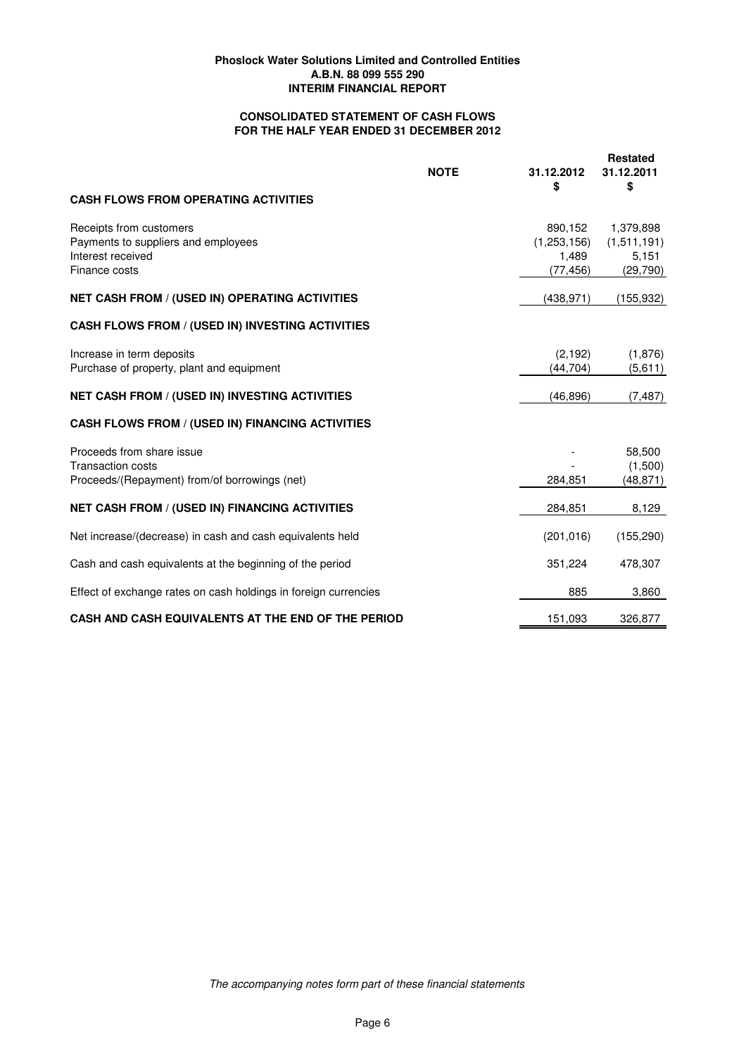**Phoslock Water Solutions Limited and Controlled Entities**
**A.B.N. 88 099 555 290**
**INTERIM FINANCIAL REPORT**

## CONSOLIDATED STATEMENT OF CASH FLOWS
## FOR THE HALF YEAR ENDED 31 DECEMBER 2012

| | NOTE | 31.12.2012 | Restated 31.12.2011 |
|---|---|---|---|
| | | $ | $ |
| **CASH FLOWS FROM OPERATING ACTIVITIES** | | | |
| Receipts from customers | | 890,152 | 1,379,898 |
| Payments to suppliers and employees | | (1,253,156) | (1,511,191) |
| Interest received | | 1,489 | 5,151 |
| Finance costs | | (77,456) | (29,790) |
| **NET CASH FROM / (USED IN) OPERATING ACTIVITIES** | | (438,971) | (155,932) |
| **CASH FLOWS FROM / (USED IN) INVESTING ACTIVITIES** | | | |
| Increase in term deposits | | (2,192) | (1,876) |
| Purchase of property, plant and equipment | | (44,704) | (5,611) |
| **NET CASH FROM / (USED IN) INVESTING ACTIVITIES** | | (46,896) | (7,487) |
| **CASH FLOWS FROM / (USED IN) FINANCING ACTIVITIES** | | | |
| Proceeds from share issue | | - | 58,500 |
| Transaction costs | | - | (1,500) |
| Proceeds/(Repayment) from/of borrowings (net) | | 284,851 | (48,871) |
| **NET CASH FROM / (USED IN) FINANCING ACTIVITIES** | | 284,851 | 8,129 |
| Net increase/(decrease) in cash and cash equivalents held | | (201,016) | (155,290) |
| Cash and cash equivalents at the beginning of the period | | 351,224 | 478,307 |
| Effect of exchange rates on cash holdings in foreign currencies | | 885 | 3,860 |
| **CASH AND CASH EQUIVALENTS AT THE END OF THE PERIOD** | | 151,093 | 326,877 |

*The accompanying notes form part of these financial statements*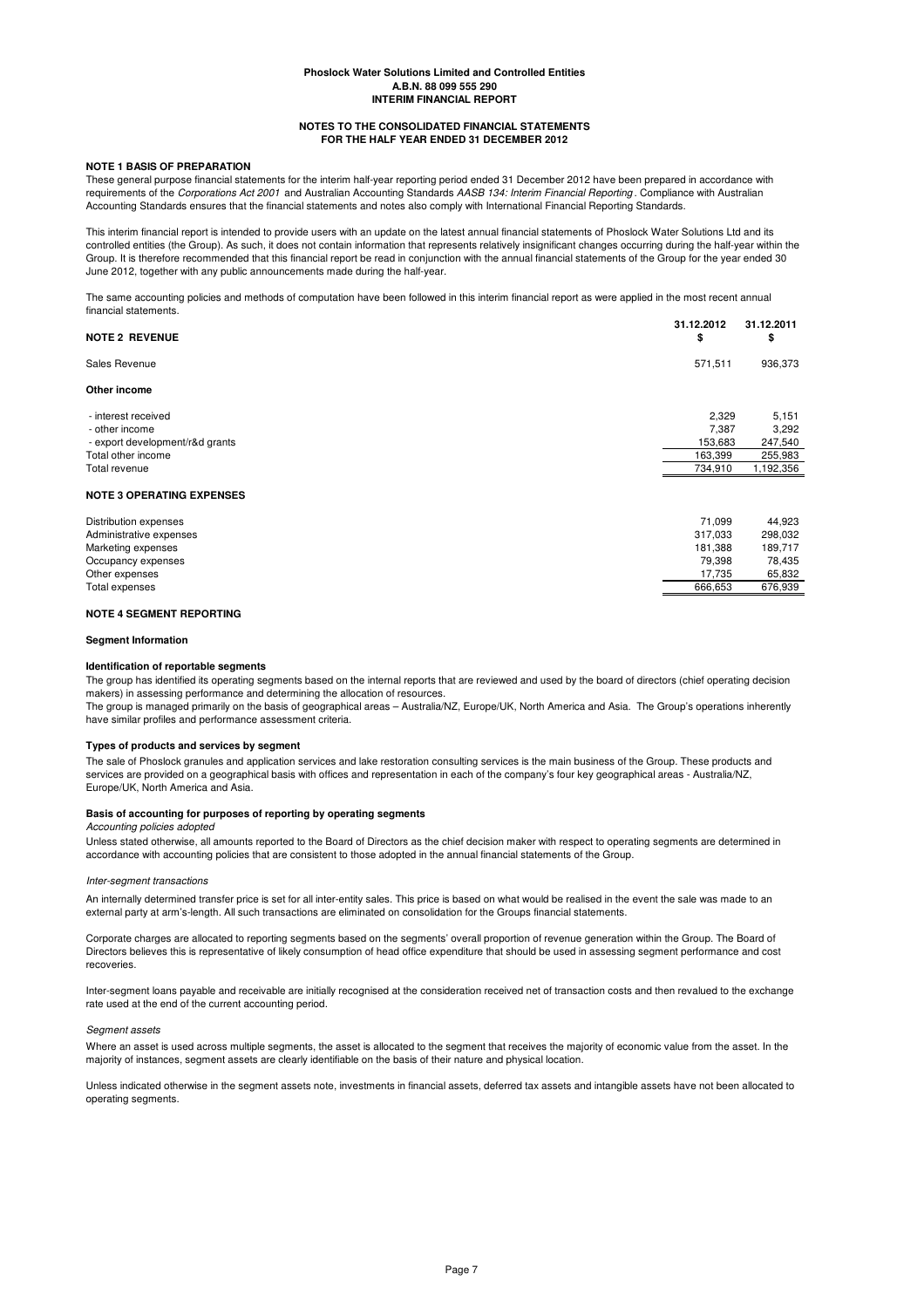**Phoslock Water Solutions Limited and Controlled Entities**
**A.B.N. 88 099 555 290**
**INTERIM FINANCIAL REPORT**

**NOTES TO THE CONSOLIDATED FINANCIAL STATEMENTS**
**FOR THE HALF YEAR ENDED 31 DECEMBER 2012**

## NOTE 1 BASIS OF PREPARATION

These general purpose financial statements for the interim half-year reporting period ended 31 December 2012 have been prepared in accordance with requirements of the *Corporations Act 2001* and Australian Accounting Standards *AASB 134: Interim Financial Reporting*. Compliance with Australian Accounting Standards ensures that the financial statements and notes also comply with International Financial Reporting Standards.

This interim financial report is intended to provide users with an update on the latest annual financial statements of Phoslock Water Solutions Ltd and its controlled entities (the Group). As such, it does not contain information that represents relatively insignificant changes occurring during the half-year within the Group. It is therefore recommended that this financial report be read in conjunction with the annual financial statements of the Group for the year ended 30 June 2012, together with any public announcements made during the half-year.

The same accounting policies and methods of computation have been followed in this interim financial report as were applied in the most recent annual financial statements.

| **NOTE 2 REVENUE** | **31.12.2012 $** | **31.12.2011 $** |
|---|---|---|
| Sales Revenue | 571,511 | 936,373 |
| **Other income** | | |
| - interest received | 2,329 | 5,151 |
| - other income | 7,387 | 3,292 |
| - export development/r&d grants | 153,683 | 247,540 |
| Total other income | 163,399 | 255,983 |
| Total revenue | 734,910 | 1,192,356 |

| **NOTE 3 OPERATING EXPENSES** | | |
|---|---|---|
| Distribution expenses | 71,099 | 44,923 |
| Administrative expenses | 317,033 | 298,032 |
| Marketing expenses | 181,388 | 189,717 |
| Occupancy expenses | 79,398 | 78,435 |
| Other expenses | 17,735 | 65,832 |
| Total expenses | 666,653 | 676,939 |

## NOTE 4 SEGMENT REPORTING

### Segment Information

#### Identification of reportable segments

The group has identified its operating segments based on the internal reports that are reviewed and used by the board of directors (chief operating decision makers) in assessing performance and determining the allocation of resources.
The group is managed primarily on the basis of geographical areas – Australia/NZ, Europe/UK, North America and Asia. The Group's operations inherently have similar profiles and performance assessment criteria.

#### Types of products and services by segment

The sale of Phoslock granules and application services and lake restoration consulting services is the main business of the Group. These products and services are provided on a geographical basis with offices and representation in each of the company's four key geographical areas - Australia/NZ, Europe/UK, North America and Asia.

#### Basis of accounting for purposes of reporting by operating segments

*Accounting policies adopted*

Unless stated otherwise, all amounts reported to the Board of Directors as the chief decision maker with respect to operating segments are determined in accordance with accounting policies that are consistent to those adopted in the annual financial statements of the Group.

*Inter-segment transactions*

An internally determined transfer price is set for all inter-entity sales. This price is based on what would be realised in the event the sale was made to an external party at arm's-length. All such transactions are eliminated on consolidation for the Groups financial statements.

Corporate charges are allocated to reporting segments based on the segments' overall proportion of revenue generation within the Group. The Board of Directors believes this is representative of likely consumption of head office expenditure that should be used in assessing segment performance and cost recoveries.

Inter-segment loans payable and receivable are initially recognised at the consideration received net of transaction costs and then revalued to the exchange rate used at the end of the current accounting period.

*Segment assets*

Where an asset is used across multiple segments, the asset is allocated to the segment that receives the majority of economic value from the asset. In the majority of instances, segment assets are clearly identifiable on the basis of their nature and physical location.

Unless indicated otherwise in the segment assets note, investments in financial assets, deferred tax assets and intangible assets have not been allocated to operating segments.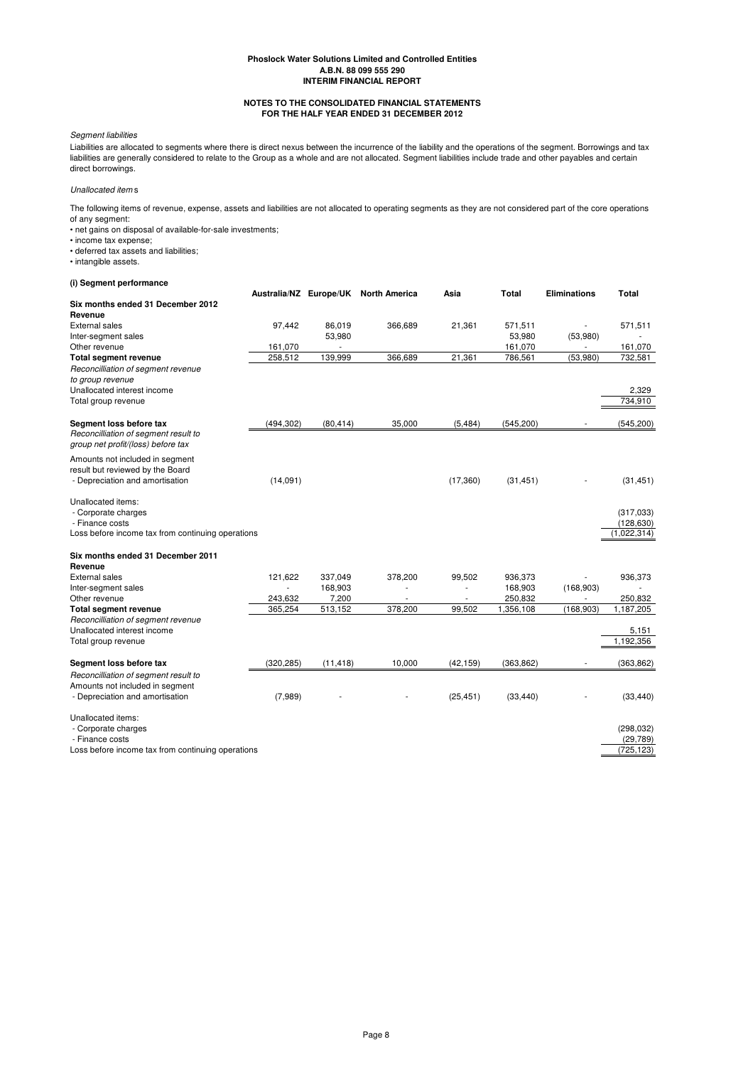**Phoslock Water Solutions Limited and Controlled Entities**
**A.B.N. 88 099 555 290**
**INTERIM FINANCIAL REPORT**

**NOTES TO THE CONSOLIDATED FINANCIAL STATEMENTS**
**FOR THE HALF YEAR ENDED 31 DECEMBER 2012**

*Segment liabilities*

Liabilities are allocated to segments where there is direct nexus between the incurrence of the liability and the operations of the segment. Borrowings and tax liabilities are generally considered to relate to the Group as a whole and are not allocated. Segment liabilities include trade and other payables and certain direct borrowings.

*Unallocated items*

The following items of revenue, expense, assets and liabilities are not allocated to operating segments as they are not considered part of the core operations of any segment:

- net gains on disposal of available-for-sale investments;
- income tax expense;
- deferred tax assets and liabilities;
- intangible assets.

**(i) Segment performance**

| | Australia/NZ | Europe/UK | North America | Asia | Total | Eliminations | Total |
|---|---|---|---|---|---|---|---|
| **Six months ended 31 December 2012** | | | | | | | |
| **Revenue** | | | | | | | |
| External sales | 97,442 | 86,019 | 366,689 | 21,361 | 571,511 | - | 571,511 |
| Inter-segment sales | | 53,980 | | | 53,980 | (53,980) | - |
| Other revenue | 161,070 | - | | | 161,070 | - | 161,070 |
| **Total segment revenue** | 258,512 | 139,999 | 366,689 | 21,361 | 786,561 | (53,980) | 732,581 |
| *Reconcilliation of segment revenue to group revenue* | | | | | | | |
| Unallocated interest income | | | | | | | 2,329 |
| Total group revenue | | | | | | | 734,910 |
| | | | | | | | |
| **Segment loss before tax** | (494,302) | (80,414) | 35,000 | (5,484) | (545,200) | - | (545,200) |
| *Reconcilliation of segment result to group net profit/(loss) before tax* | | | | | | | |
| Amounts not included in segment result but reviewed by the Board | | | | | | | |
| - Depreciation and amortisation | (14,091) | | | (17,360) | (31,451) | - | (31,451) |
| | | | | | | | |
| Unallocated items: | | | | | | | |
| - Corporate charges | | | | | | | (317,033) |
| - Finance costs | | | | | | | (128,630) |
| Loss before income tax from continuing operations | | | | | | | (1,022,314) |
| | | | | | | | |
| **Six months ended 31 December 2011** | | | | | | | |
| **Revenue** | | | | | | | |
| External sales | 121,622 | 337,049 | 378,200 | 99,502 | 936,373 | - | 936,373 |
| Inter-segment sales | - | 168,903 | - | - | 168,903 | (168,903) | - |
| Other revenue | 243,632 | 7,200 | - | - | 250,832 | - | 250,832 |
| **Total segment revenue** | 365,254 | 513,152 | 378,200 | 99,502 | 1,356,108 | (168,903) | 1,187,205 |
| *Reconcilliation of segment revenue* | | | | | | | |
| Unallocated interest income | | | | | | | 5,151 |
| Total group revenue | | | | | | | 1,192,356 |
| | | | | | | | |
| **Segment loss before tax** | (320,285) | (11,418) | 10,000 | (42,159) | (363,862) | - | (363,862) |
| *Reconcilliation of segment result to* | | | | | | | |
| Amounts not included in segment | | | | | | | |
| - Depreciation and amortisation | (7,989) | - | - | (25,451) | (33,440) | - | (33,440) |
| | | | | | | | |
| Unallocated items: | | | | | | | |
| - Corporate charges | | | | | | | (298,032) |
| - Finance costs | | | | | | | (29,789) |
| Loss before income tax from continuing operations | | | | | | | (725,123) |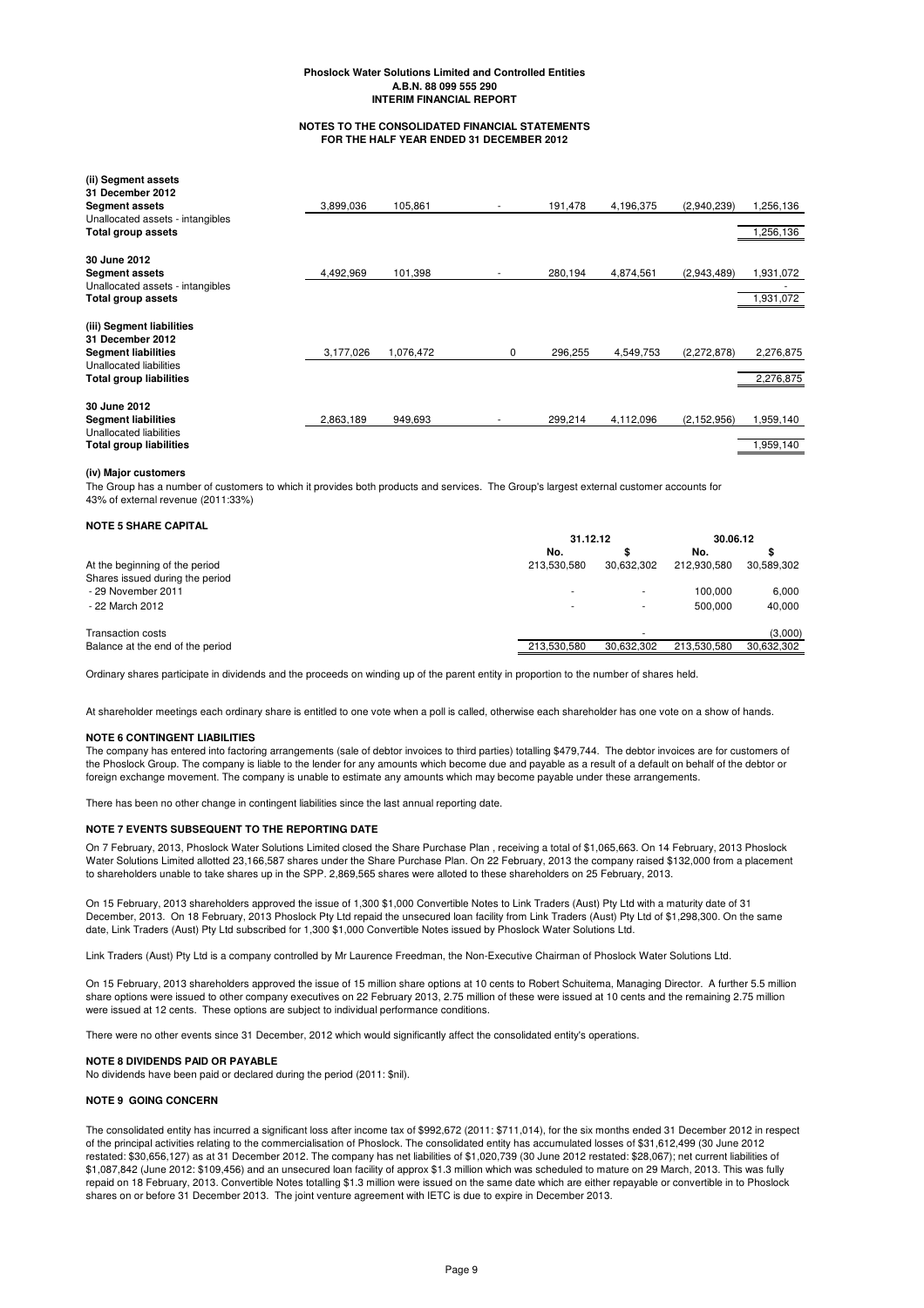Phoslock Water Solutions Limited and Controlled Entities
A.B.N. 88 099 555 290
INTERIM FINANCIAL REPORT

NOTES TO THE CONSOLIDATED FINANCIAL STATEMENTS
FOR THE HALF YEAR ENDED 31 DECEMBER 2012

| | | | | | | | |
|---|---|---|---|---|---|---|---|
| **(ii) Segment assets** | | | | | | | |
| **31 December 2012** | | | | | | | |
| **Segment assets** | 3,899,036 | 105,861 | - | 191,478 | 4,196,375 | (2,940,239) | 1,256,136 |
| Unallocated assets - intangibles | | | | | | | |
| **Total group assets** | | | | | | | 1,256,136 |
| **30 June 2012** | | | | | | | |
| **Segment assets** | 4,492,969 | 101,398 | - | 280,194 | 4,874,561 | (2,943,489) | 1,931,072 |
| Unallocated assets - intangibles | | | | | | | - |
| **Total group assets** | | | | | | | 1,931,072 |
| **(iii) Segment liabilities** | | | | | | | |
| **31 December 2012** | | | | | | | |
| **Segment liabilities** | 3,177,026 | 1,076,472 | 0 | 296,255 | 4,549,753 | (2,272,878) | 2,276,875 |
| Unallocated liabilities | | | | | | | |
| **Total group liabilities** | | | | | | | 2,276,875 |
| **30 June 2012** | | | | | | | |
| **Segment liabilities** | 2,863,189 | 949,693 | - | 299,214 | 4,112,096 | (2,152,956) | 1,959,140 |
| Unallocated liabilities | | | | | | | |
| **Total group liabilities** | | | | | | | 1,959,140 |

**(iv) Major customers**

The Group has a number of customers to which it provides both products and services. The Group's largest external customer accounts for 43% of external revenue (2011:33%)

## NOTE 5 SHARE CAPITAL

| | 31.12.12 | | 30.06.12 | |
|---|---|---|---|---|
| | No. | $ | No. | $ |
| At the beginning of the period | 213,530,580 | 30,632,302 | 212,930,580 | 30,589,302 |
| Shares issued during the period | | | | |
| - 29 November 2011 | - | - | 100,000 | 6,000 |
| - 22 March 2012 | - | - | 500,000 | 40,000 |
| Transaction costs | | - | | (3,000) |
| Balance at the end of the period | 213,530,580 | 30,632,302 | 213,530,580 | 30,632,302 |

Ordinary shares participate in dividends and the proceeds on winding up of the parent entity in proportion to the number of shares held.

At shareholder meetings each ordinary share is entitled to one vote when a poll is called, otherwise each shareholder has one vote on a show of hands.

## NOTE 6 CONTINGENT LIABILITIES

The company has entered into factoring arrangements (sale of debtor invoices to third parties) totalling $479,744. The debtor invoices are for customers of the Phoslock Group. The company is liable to the lender for any amounts which become due and payable as a result of a default on behalf of the debtor or foreign exchange movement. The company is unable to estimate any amounts which may become payable under these arrangements.

There has been no other change in contingent liabilities since the last annual reporting date.

## NOTE 7 EVENTS SUBSEQUENT TO THE REPORTING DATE

On 7 February, 2013, Phoslock Water Solutions Limited closed the Share Purchase Plan , receiving a total of $1,065,663. On 14 February, 2013 Phoslock Water Solutions Limited allotted 23,166,587 shares under the Share Purchase Plan. On 22 February, 2013 the company raised $132,000 from a placement to shareholders unable to take shares up in the SPP. 2,869,565 shares were alloted to these shareholders on 25 February, 2013.

On 15 February, 2013 shareholders approved the issue of 1,300 $1,000 Convertible Notes to Link Traders (Aust) Pty Ltd with a maturity date of 31 December, 2013. On 18 February, 2013 Phoslock Pty Ltd repaid the unsecured loan facility from Link Traders (Aust) Pty Ltd of $1,298,300. On the same date, Link Traders (Aust) Pty Ltd subscribed for 1,300 $1,000 Convertible Notes issued by Phoslock Water Solutions Ltd.

Link Traders (Aust) Pty Ltd is a company controlled by Mr Laurence Freedman, the Non-Executive Chairman of Phoslock Water Solutions Ltd.

On 15 February, 2013 shareholders approved the issue of 15 million share options at 10 cents to Robert Schuitema, Managing Director. A further 5.5 million share options were issued to other company executives on 22 February 2013, 2.75 million of these were issued at 10 cents and the remaining 2.75 million were issued at 12 cents. These options are subject to individual performance conditions.

There were no other events since 31 December, 2012 which would significantly affect the consolidated entity's operations.

## NOTE 8 DIVIDENDS PAID OR PAYABLE

No dividends have been paid or declared during the period (2011: $nil).

## NOTE 9 GOING CONCERN

The consolidated entity has incurred a significant loss after income tax of $992,672 (2011: $711,014), for the six months ended 31 December 2012 in respect of the principal activities relating to the commercialisation of Phoslock. The consolidated entity has accumulated losses of $31,612,499 (30 June 2012 restated: $30,656,127) as at 31 December 2012. The company has net liabilities of $1,020,739 (30 June 2012 restated: $28,067); net current liabilities of $1,087,842 (June 2012: $109,456) and an unsecured loan facility of approx $1.3 million which was scheduled to mature on 29 March, 2013. This was fully repaid on 18 February, 2013. Convertible Notes totalling $1.3 million were issued on the same date which are either repayable or convertible in to Phoslock shares on or before 31 December 2013. The joint venture agreement with IETC is due to expire in December 2013.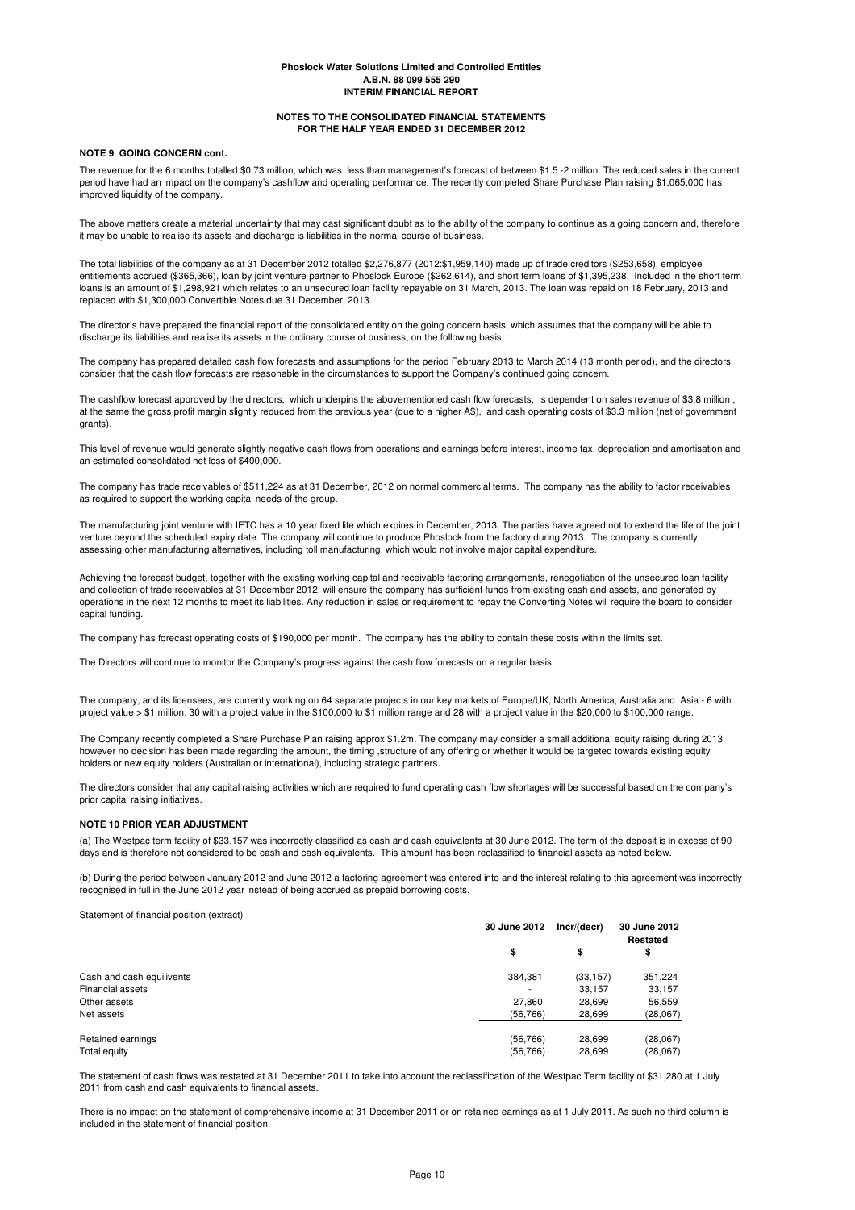**NOTE 9 GOING CONCERN cont.**

The revenue for the 6 months totalled $0.73 million, which was less than management's forecast of between $1.5 -2 million. The reduced sales in the current period have had an impact on the company's cashflow and operating performance. The recently completed Share Purchase Plan raising $1,065,000 has improved liquidity of the company.

The above matters create a material uncertainty that may cast significant doubt as to the ability of the company to continue as a going concern and, therefore it may be unable to realise its assets and discharge is liabilities in the normal course of business.

The total liabilities of the company as at 31 December 2012 totalled $2,276,877 (2012:$1,959,140) made up of trade creditors ($253,658), employee entitlements accrued ($365,366), loan by joint venture partner to Phoslock Europe ($262,614), and short term loans of $1,395,238. Included in the short term loans is an amount of $1,298,921 which relates to an unsecured loan facility repayable on 31 March, 2013. The loan was repaid on 18 February, 2013 and replaced with $1,300,000 Convertible Notes due 31 December, 2013.

The director's have prepared the financial report of the consolidated entity on the going concern basis, which assumes that the company will be able to discharge its liabilities and realise its assets in the ordinary course of business, on the following basis:

The company has prepared detailed cash flow forecasts and assumptions for the period February 2013 to March 2014 (13 month period), and the directors consider that the cash flow forecasts are reasonable in the circumstances to support the Company's continued going concern.

The cashflow forecast approved by the directors, which underpins the abovementioned cash flow forecasts, is dependent on sales revenue of $3.8 million , at the same the gross profit margin slightly reduced from the previous year (due to a higher A$), and cash operating costs of $3.3 million (net of government grants).

This level of revenue would generate slightly negative cash flows from operations and earnings before interest, income tax, depreciation and amortisation and an estimated consolidated net loss of $400,000.

The company has trade receivables of $511,224 as at 31 December, 2012 on normal commercial terms. The company has the ability to factor receivables as required to support the working capital needs of the group.

The manufacturing joint venture with IETC has a 10 year fixed life which expires in December, 2013. The parties have agreed not to extend the life of the joint venture beyond the scheduled expiry date. The company will continue to produce Phoslock from the factory during 2013. The company is currently assessing other manufacturing alternatives, including toll manufacturing, which would not involve major capital expenditure.

Achieving the forecast budget, together with the existing working capital and receivable factoring arrangements, renegotiation of the unsecured loan facility and collection of trade receivables at 31 December 2012, will ensure the company has sufficient funds from existing cash and assets, and generated by operations in the next 12 months to meet its liabilities. Any reduction in sales or requirement to repay the Converting Notes will require the board to consider capital funding.

The company has forecast operating costs of $190,000 per month. The company has the ability to contain these costs within the limits set.

The Directors will continue to monitor the Company's progress against the cash flow forecasts on a regular basis.

The company, and its licensees, are currently working on 64 separate projects in our key markets of Europe/UK, North America, Australia and Asia - 6 with project value > $1 million; 30 with a project value in the $100,000 to $1 million range and 28 with a project value in the $20,000 to $100,000 range.

The Company recently completed a Share Purchase Plan raising approx $1.2m. The company may consider a small additional equity raising during 2013 however no decision has been made regarding the amount, the timing ,structure of any offering or whether it would be targeted towards existing equity holders or new equity holders (Australian or international), including strategic partners.

The directors consider that any capital raising activities which are required to fund operating cash flow shortages will be successful based on the company's prior capital raising initiatives.

**NOTE 10 PRIOR YEAR ADJUSTMENT**

(a) The Westpac term facility of $33,157 was incorrectly classified as cash and cash equivalents at 30 June 2012. The term of the deposit is in excess of 90 days and is therefore not considered to be cash and cash equivalents. This amount has been reclassified to financial assets as noted below.

(b) During the period between January 2012 and June 2012 a factoring agreement was entered into and the interest relating to this agreement was incorrectly recognised in full in the June 2012 year instead of being accrued as prepaid borrowing costs.

Statement of financial position (extract)

| | 30 June 2012 | Incr/(decr) | 30 June 2012 Restated |
|---|---|---|---|
| | $ | $ | $ |
| Cash and cash equilivents | 384,381 | (33,157) | 351,224 |
| Financial assets | - | 33,157 | 33,157 |
| Other assets | 27,860 | 28,699 | 56,559 |
| Net assets | (56,766) | 28,699 | (28,067) |
| Retained earnings | (56,766) | 28,699 | (28,067) |
| Total equity | (56,766) | 28,699 | (28,067) |

The statement of cash flows was restated at 31 December 2011 to take into account the reclassification of the Westpac Term facility of $31,280 at 1 July 2011 from cash and cash equivalents to financial assets.

There is no impact on the statement of comprehensive income at 31 December 2011 or on retained earnings as at 1 July 2011. As such no third column is included in the statement of financial position.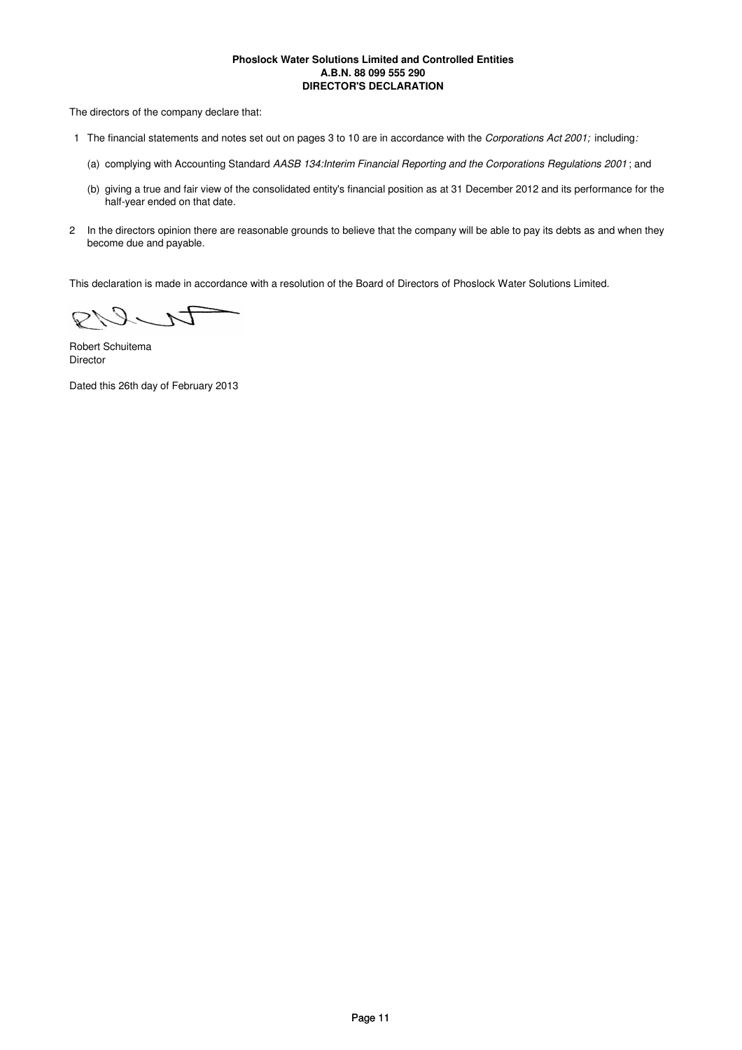**Phoslock Water Solutions Limited and Controlled Entities**
**A.B.N. 88 099 555 290**
**DIRECTOR'S DECLARATION**

The directors of the company declare that:

1. The financial statements and notes set out on pages 3 to 10 are in accordance with the *Corporations Act 2001;* including*:*

   (a) complying with Accounting Standard *AASB 134:Interim Financial Reporting and the Corporations Regulations 2001*; and

   (b) giving a true and fair view of the consolidated entity's financial position as at 31 December 2012 and its performance for the half-year ended on that date.

2. In the directors opinion there are reasonable grounds to believe that the company will be able to pay its debts as and when they become due and payable.

This declaration is made in accordance with a resolution of the Board of Directors of Phoslock Water Solutions Limited.

Robert Schuitema
Director

Dated this 26th day of February 2013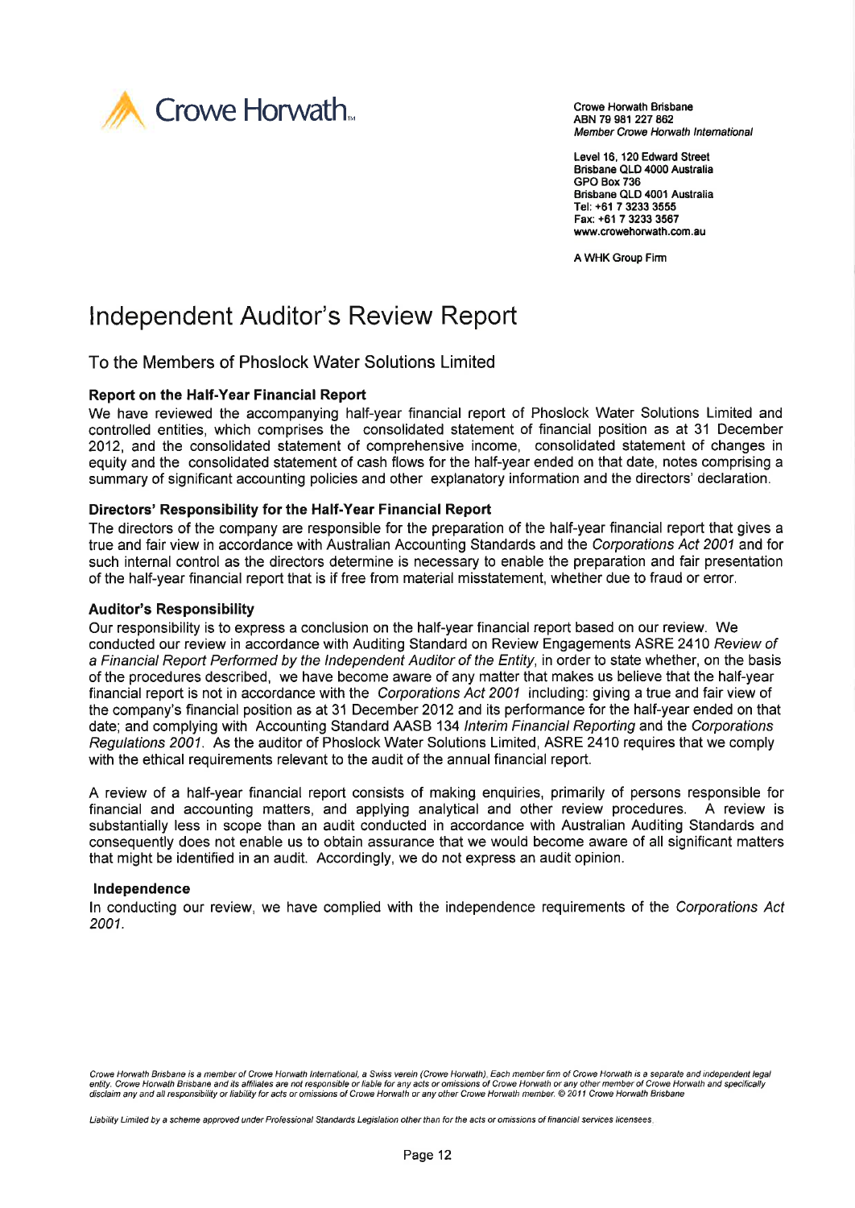Crowe Horwath Brisbane
ABN 79 981 227 862
*Member Crowe Horwath International*

Level 16, 120 Edward Street
Brisbane QLD 4000 Australia
GPO Box 736
Brisbane QLD 4001 Australia
Tel: +61 7 3233 3555
Fax: +61 7 3233 3567
www.crowehorwath.com.au

A WHK Group Firm

# Independent Auditor's Review Report

## To the Members of Phoslock Water Solutions Limited

### Report on the Half-Year Financial Report

We have reviewed the accompanying half-year financial report of Phoslock Water Solutions Limited and controlled entities, which comprises the consolidated statement of financial position as at 31 December 2012, and the consolidated statement of comprehensive income, consolidated statement of changes in equity and the consolidated statement of cash flows for the half-year ended on that date, notes comprising a summary of significant accounting policies and other explanatory information and the directors' declaration.

### Directors' Responsibility for the Half-Year Financial Report

The directors of the company are responsible for the preparation of the half-year financial report that gives a true and fair view in accordance with Australian Accounting Standards and the *Corporations Act 2001* and for such internal control as the directors determine is necessary to enable the preparation and fair presentation of the half-year financial report that is if free from material misstatement, whether due to fraud or error.

### Auditor's Responsibility

Our responsibility is to express a conclusion on the half-year financial report based on our review. We conducted our review in accordance with Auditing Standard on Review Engagements ASRE 2410 *Review of a Financial Report Performed by the Independent Auditor of the Entity*, in order to state whether, on the basis of the procedures described, we have become aware of any matter that makes us believe that the half-year financial report is not in accordance with the *Corporations Act 2001* including: giving a true and fair view of the company's financial position as at 31 December 2012 and its performance for the half-year ended on that date; and complying with Accounting Standard AASB 134 *Interim Financial Reporting* and the *Corporations Regulations 2001*. As the auditor of Phoslock Water Solutions Limited, ASRE 2410 requires that we comply with the ethical requirements relevant to the audit of the annual financial report.

A review of a half-year financial report consists of making enquiries, primarily of persons responsible for financial and accounting matters, and applying analytical and other review procedures. A review is substantially less in scope than an audit conducted in accordance with Australian Auditing Standards and consequently does not enable us to obtain assurance that we would become aware of all significant matters that might be identified in an audit. Accordingly, we do not express an audit opinion.

### Independence

In conducting our review, we have complied with the independence requirements of the *Corporations Act 2001*.

*Crowe Horwath Brisbane is a member of Crowe Horwath International, a Swiss verein (Crowe Horwath). Each member firm of Crowe Horwath is a separate and independent legal entity. Crowe Horwath Brisbane and its affiliates are not responsible or liable for any acts or omissions of Crowe Horwath or any other member of Crowe Horwath and specifically disclaim any and all responsibility or liability for acts or omissions of Crowe Horwath or any other Crowe Horwath member. © 2011 Crowe Horwath Brisbane*

*Liability Limited by a scheme approved under Professional Standards Legislation other than for the acts or omissions of financial services licensees.*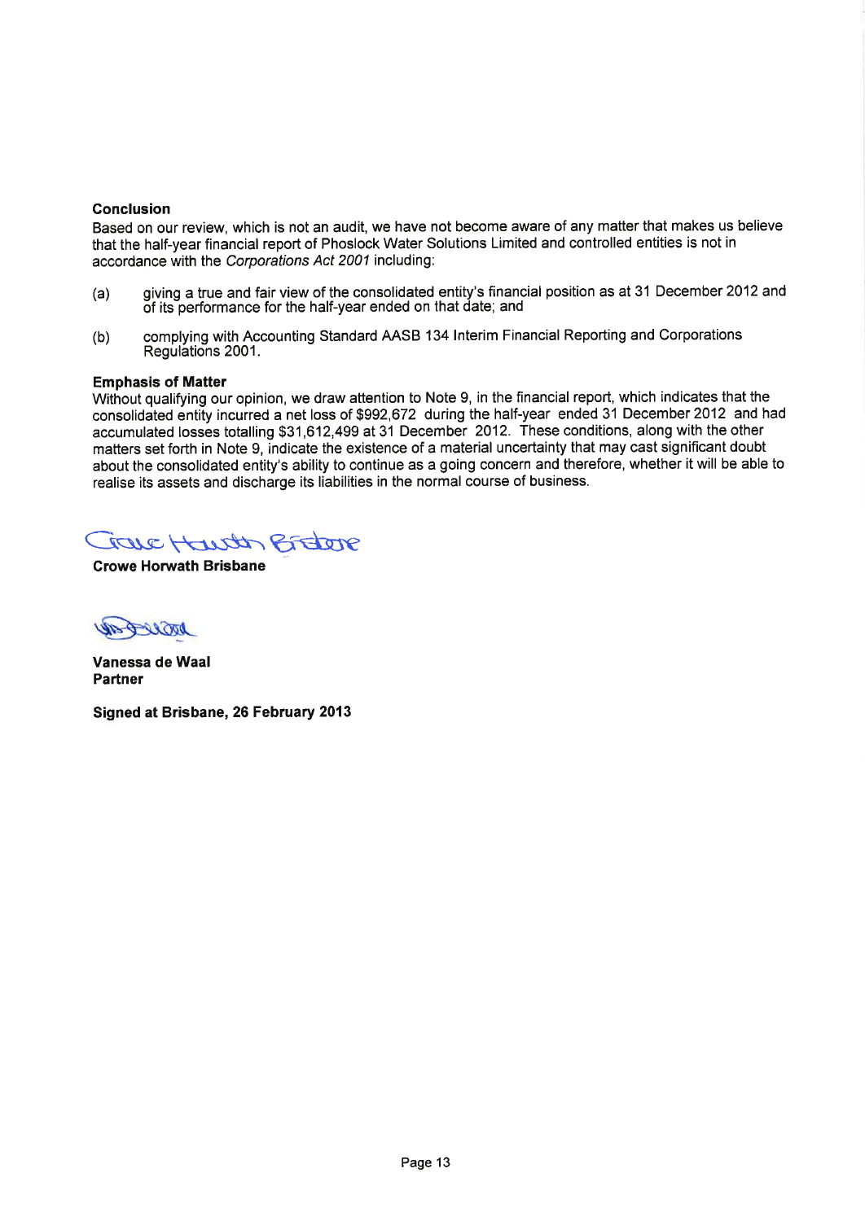**Conclusion**

Based on our review, which is not an audit, we have not become aware of any matter that makes us believe that the half-year financial report of Phoslock Water Solutions Limited and controlled entities is not in accordance with the *Corporations Act 2001* including:

(a) giving a true and fair view of the consolidated entity's financial position as at 31 December 2012 and of its performance for the half-year ended on that date; and

(b) complying with Accounting Standard AASB 134 Interim Financial Reporting and Corporations Regulations 2001.

**Emphasis of Matter**

Without qualifying our opinion, we draw attention to Note 9, in the financial report, which indicates that the consolidated entity incurred a net loss of $992,672 during the half-year ended 31 December 2012 and had accumulated losses totalling $31,612,499 at 31 December 2012. These conditions, along with the other matters set forth in Note 9, indicate the existence of a material uncertainty that may cast significant doubt about the consolidated entity's ability to continue as a going concern and therefore, whether it will be able to realise its assets and discharge its liabilities in the normal course of business.

Crowe Horwath Brisbane

**Crowe Horwath Brisbane**

**Vanessa de Waal**
**Partner**

**Signed at Brisbane, 26 February 2013**